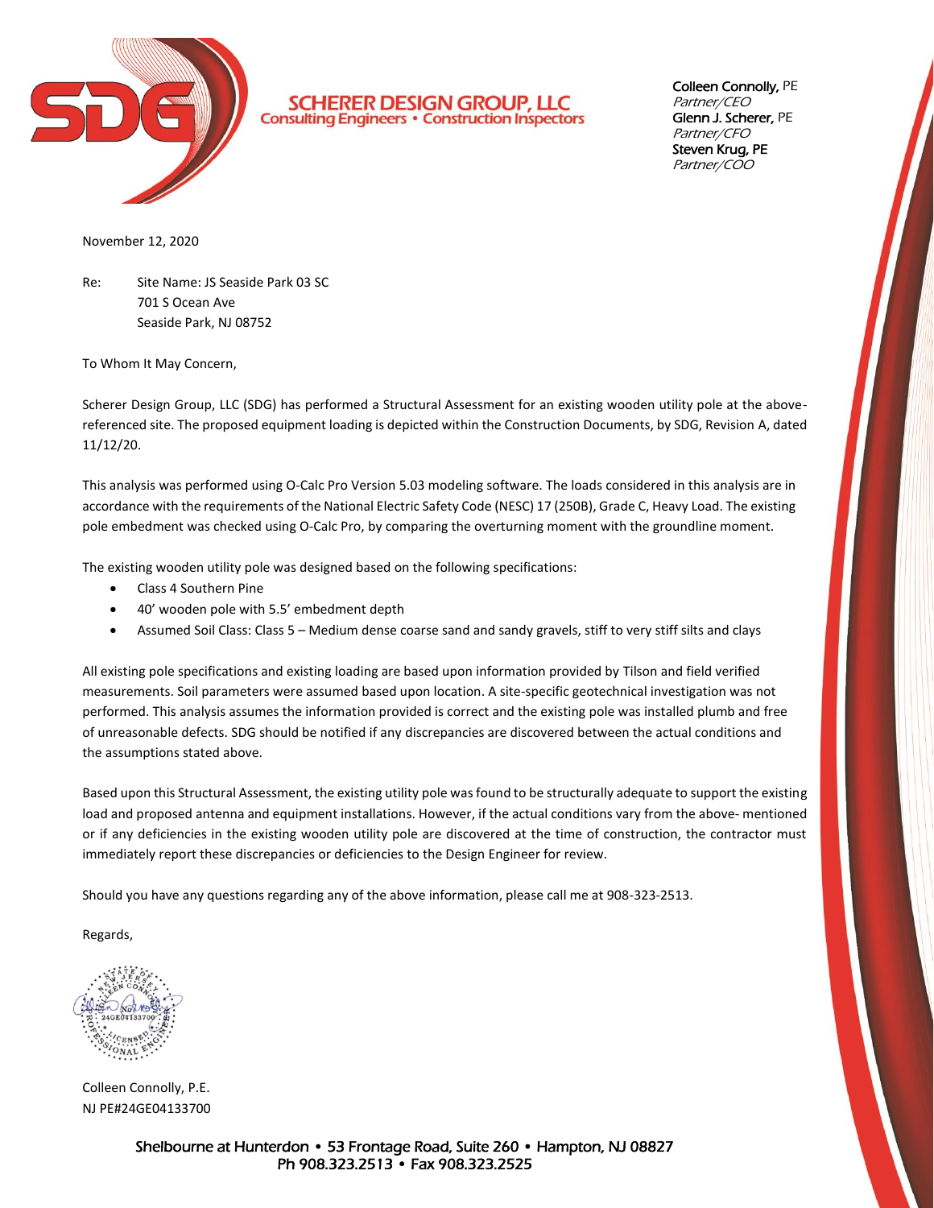**SCHERER DESIGN GROUP, LLC**
**Consulting Engineers • Construction Inspectors**

**Colleen Connolly,** PE
*Partner/CEO*
**Glenn J. Scherer,** PE
*Partner/CFO*
**Steven Krug, PE**
*Partner/COO*

November 12, 2020

Re: Site Name: JS Seaside Park 03 SC
701 S Ocean Ave
Seaside Park, NJ 08752

To Whom It May Concern,

Scherer Design Group, LLC (SDG) has performed a Structural Assessment for an existing wooden utility pole at the above-referenced site. The proposed equipment loading is depicted within the Construction Documents, by SDG, Revision A, dated 11/12/20.

This analysis was performed using O-Calc Pro Version 5.03 modeling software. The loads considered in this analysis are in accordance with the requirements of the National Electric Safety Code (NESC) 17 (250B), Grade C, Heavy Load. The existing pole embedment was checked using O-Calc Pro, by comparing the overturning moment with the groundline moment.

The existing wooden utility pole was designed based on the following specifications:

- Class 4 Southern Pine
- 40' wooden pole with 5.5' embedment depth
- Assumed Soil Class: Class 5 – Medium dense coarse sand and sandy gravels, stiff to very stiff silts and clays

All existing pole specifications and existing loading are based upon information provided by Tilson and field verified measurements. Soil parameters were assumed based upon location. A site-specific geotechnical investigation was not performed. This analysis assumes the information provided is correct and the existing pole was installed plumb and free of unreasonable defects. SDG should be notified if any discrepancies are discovered between the actual conditions and the assumptions stated above.

Based upon this Structural Assessment, the existing utility pole was found to be structurally adequate to support the existing load and proposed antenna and equipment installations. However, if the actual conditions vary from the above- mentioned or if any deficiencies in the existing wooden utility pole are discovered at the time of construction, the contractor must immediately report these discrepancies or deficiencies to the Design Engineer for review.

Should you have any questions regarding any of the above information, please call me at 908-323-2513.

Regards,

Colleen Connolly, P.E.
NJ PE#24GE04133700

Shelbourne at Hunterdon • 53 Frontage Road, Suite 260 • Hampton, NJ 08827
Ph 908.323.2513 • Fax 908.323.2525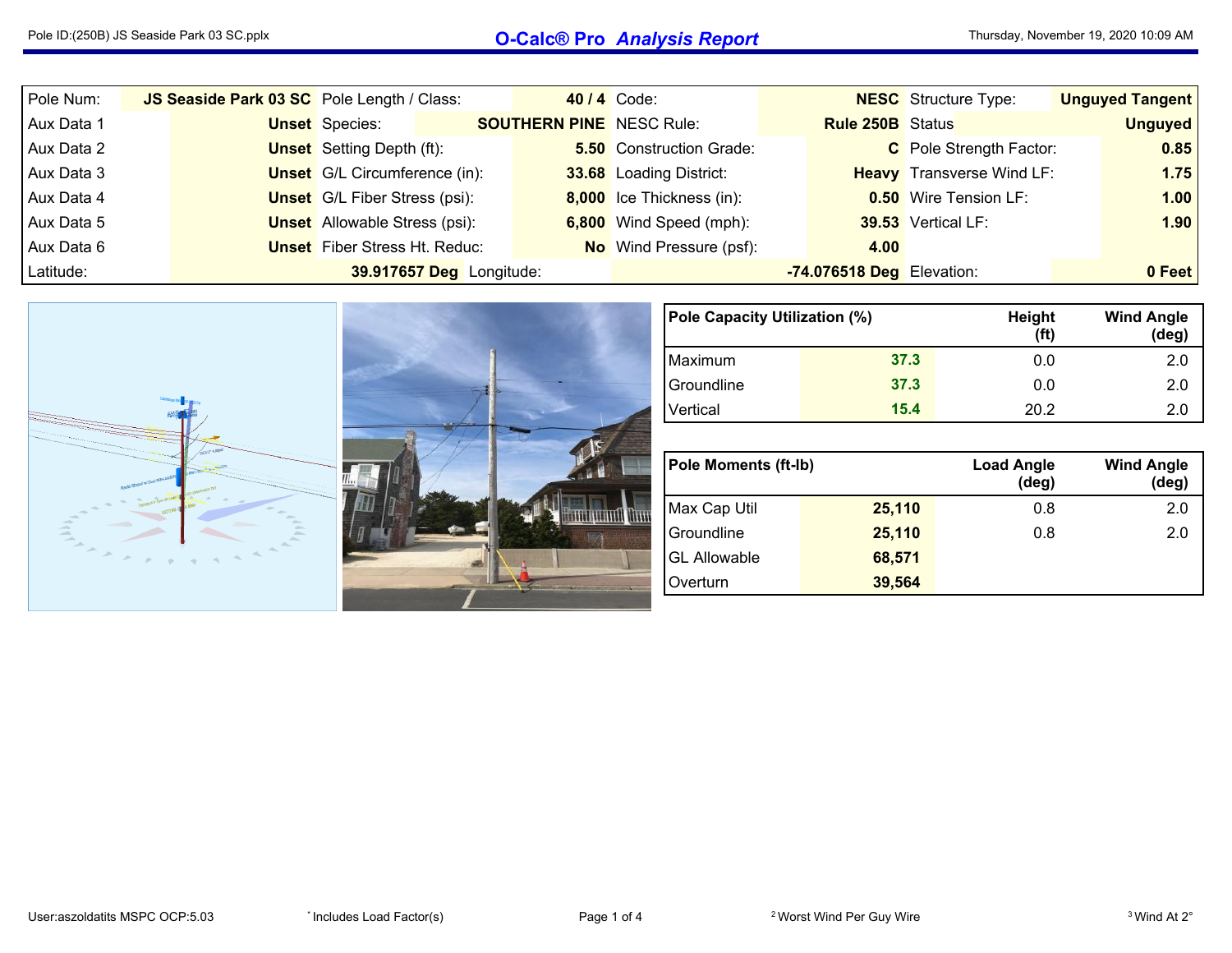# O-Calc® Pro *Analysis Report*

Pole ID:(250B) JS Seaside Park 03 SC.pplx

Thursday, November 19, 2020 10:09 AM

| | | | | | | | |
|---|---|---|---|---|---|---|---|
| Pole Num: | **JS Seaside Park 03 SC** | Pole Length / Class: | **40 / 4** | Code: | **NESC** | Structure Type: | **Unguyed Tangent** |
| Aux Data 1 | **Unset** | Species: | **SOUTHERN PINE** | NESC Rule: | **Rule 250B** | Status | **Unguyed** |
| Aux Data 2 | **Unset** | Setting Depth (ft): | **5.50** | Construction Grade: | **C** | Pole Strength Factor: | **0.85** |
| Aux Data 3 | **Unset** | G/L Circumference (in): | **33.68** | Loading District: | **Heavy** | Transverse Wind LF: | **1.75** |
| Aux Data 4 | **Unset** | G/L Fiber Stress (psi): | **8,000** | Ice Thickness (in): | **0.50** | Wire Tension LF: | **1.00** |
| Aux Data 5 | **Unset** | Allowable Stress (psi): | **6,800** | Wind Speed (mph): | **39.53** | Vertical LF: | **1.90** |
| Aux Data 6 | **Unset** | Fiber Stress Ht. Reduc: | **No** | Wind Pressure (psf): | **4.00** | | |
| Latitude: | **39.917657 Deg** | Longitude: | | | **-74.076518 Deg** | Elevation: | **0 Feet** |

| Pole Capacity Utilization (%) | | Height (ft) | Wind Angle (deg) |
|---|---|---|---|
| Maximum | 37.3 | 0.0 | 2.0 |
| Groundline | 37.3 | 0.0 | 2.0 |
| Vertical | 15.4 | 20.2 | 2.0 |

| Pole Moments (ft-lb) | | Load Angle (deg) | Wind Angle (deg) |
|---|---|---|---|
| Max Cap Util | 25,110 | 0.8 | 2.0 |
| Groundline | 25,110 | 0.8 | 2.0 |
| GL Allowable | 68,571 | | |
| Overturn | 39,564 | | |

User:aszoldatits MSPC OCP:5.03 | * Includes Load Factor(s) | [2] Worst Wind Per Guy Wire | [3] Wind At 2°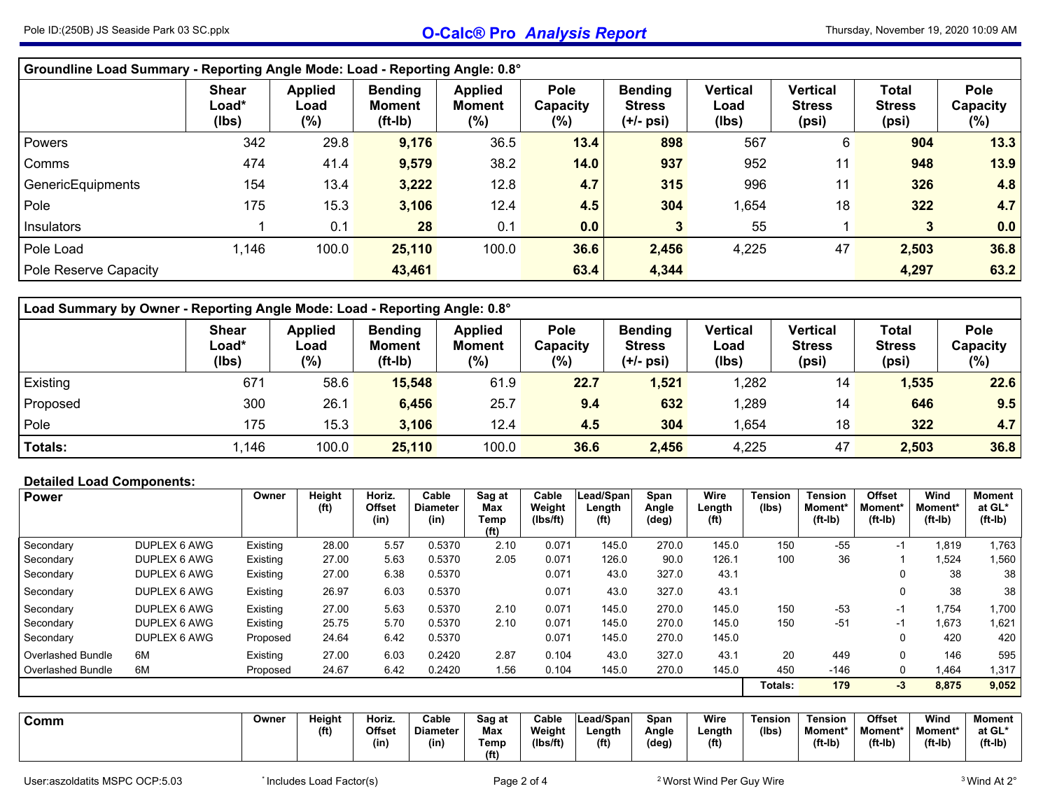## Groundline Load Summary - Reporting Angle Mode: Load - Reporting Angle: 0.8°

| | Shear Load* (lbs) | Applied Load (%) | Bending Moment (ft-lb) | Applied Moment (%) | Pole Capacity (%) | Bending Stress (+/- psi) | Vertical Load (lbs) | Vertical Stress (psi) | Total Stress (psi) | Pole Capacity (%) |
|---|---|---|---|---|---|---|---|---|---|---|
| Powers | 342 | 29.8 | **9,176** | 36.5 | **13.4** | **898** | 567 | 6 | **904** | **13.3** |
| Comms | 474 | 41.4 | **9,579** | 38.2 | **14.0** | **937** | 952 | 11 | **948** | **13.9** |
| GenericEquipments | 154 | 13.4 | **3,222** | 12.8 | **4.7** | **315** | 996 | 11 | **326** | **4.8** |
| Pole | 175 | 15.3 | **3,106** | 12.4 | **4.5** | **304** | 1,654 | 18 | **322** | **4.7** |
| Insulators | 1 | 0.1 | **28** | 0.1 | **0.0** | **3** | 55 | 1 | **3** | **0.0** |
| Pole Load | 1,146 | 100.0 | **25,110** | 100.0 | **36.6** | **2,456** | 4,225 | 47 | **2,503** | **36.8** |
| Pole Reserve Capacity | | | **43,461** | | **63.4** | **4,344** | | | **4,297** | **63.2** |

## Load Summary by Owner - Reporting Angle Mode: Load - Reporting Angle: 0.8°

| | Shear Load* (lbs) | Applied Load (%) | Bending Moment (ft-lb) | Applied Moment (%) | Pole Capacity (%) | Bending Stress (+/- psi) | Vertical Load (lbs) | Vertical Stress (psi) | Total Stress (psi) | Pole Capacity (%) |
|---|---|---|---|---|---|---|---|---|---|---|
| Existing | 671 | 58.6 | **15,548** | 61.9 | **22.7** | **1,521** | 1,282 | 14 | **1,535** | **22.6** |
| Proposed | 300 | 26.1 | **6,456** | 25.7 | **9.4** | **632** | 1,289 | 14 | **646** | **9.5** |
| Pole | 175 | 15.3 | **3,106** | 12.4 | **4.5** | **304** | 1,654 | 18 | **322** | **4.7** |
| **Totals:** | 1,146 | 100.0 | **25,110** | 100.0 | **36.6** | **2,456** | 4,225 | 47 | **2,503** | **36.8** |

### Detailed Load Components:

| Power | | Owner | Height (ft) | Horiz. Offset (in) | Cable Diameter (in) | Sag at Max Temp (ft) | Cable Weight (lbs/ft) | Lead/Span Length (ft) | Span Angle (deg) | Wire Length (ft) | Tension (lbs) | Tension Moment* (ft-lb) | Offset Moment* (ft-lb) | Wind Moment* (ft-lb) | Moment at GL* (ft-lb) |
|---|---|---|---|---|---|---|---|---|---|---|---|---|---|---|---|
| Secondary | DUPLEX 6 AWG | Existing | 28.00 | 5.57 | 0.5370 | 2.10 | 0.071 | 145.0 | 270.0 | 145.0 | 150 | -55 | -1 | 1,819 | 1,763 |
| Secondary | DUPLEX 6 AWG | Existing | 27.00 | 5.63 | 0.5370 | 2.05 | 0.071 | 126.0 | 90.0 | 126.1 | 100 | 36 | 1 | 1,524 | 1,560 |
| Secondary | DUPLEX 6 AWG | Existing | 27.00 | 6.38 | 0.5370 | | 0.071 | 43.0 | 327.0 | 43.1 | | | 0 | 38 | 38 |
| Secondary | DUPLEX 6 AWG | Existing | 26.97 | 6.03 | 0.5370 | | 0.071 | 43.0 | 327.0 | 43.1 | | | 0 | 38 | 38 |
| Secondary | DUPLEX 6 AWG | Existing | 27.00 | 5.63 | 0.5370 | 2.10 | 0.071 | 145.0 | 270.0 | 145.0 | 150 | -53 | -1 | 1,754 | 1,700 |
| Secondary | DUPLEX 6 AWG | Existing | 25.75 | 5.70 | 0.5370 | 2.10 | 0.071 | 145.0 | 270.0 | 145.0 | 150 | -51 | -1 | 1,673 | 1,621 |
| Secondary | DUPLEX 6 AWG | Proposed | 24.64 | 6.42 | 0.5370 | | 0.071 | 145.0 | 270.0 | 145.0 | | | 0 | 420 | 420 |
| Overlashed Bundle | 6M | Existing | 27.00 | 6.03 | 0.2420 | 2.87 | 0.104 | 43.0 | 327.0 | 43.1 | 20 | 449 | 0 | 146 | 595 |
| Overlashed Bundle | 6M | Proposed | 24.67 | 6.42 | 0.2420 | 1.56 | 0.104 | 145.0 | 270.0 | 145.0 | 450 | -146 | 0 | 1,464 | 1,317 |
| | | | | | | | | | | | Totals: | **179** | **-3** | **8,875** | **9,052** |

| Comm | Owner | Height (ft) | Horiz. Offset (in) | Cable Diameter (in) | Sag at Max Temp (ft) | Cable Weight (lbs/ft) | Lead/Span Length (ft) | Span Angle (deg) | Wire Length (ft) | Tension (lbs) | Tension Moment* (ft-lb) | Offset Moment* (ft-lb) | Wind Moment* (ft-lb) | Moment at GL* (ft-lb) |
|---|---|---|---|---|---|---|---|---|---|---|---|---|---|---|

User:aszoldatits MSPC OCP:5.03

* Includes Load Factor(s)

[2] Worst Wind Per Guy Wire

[3] Wind At 2°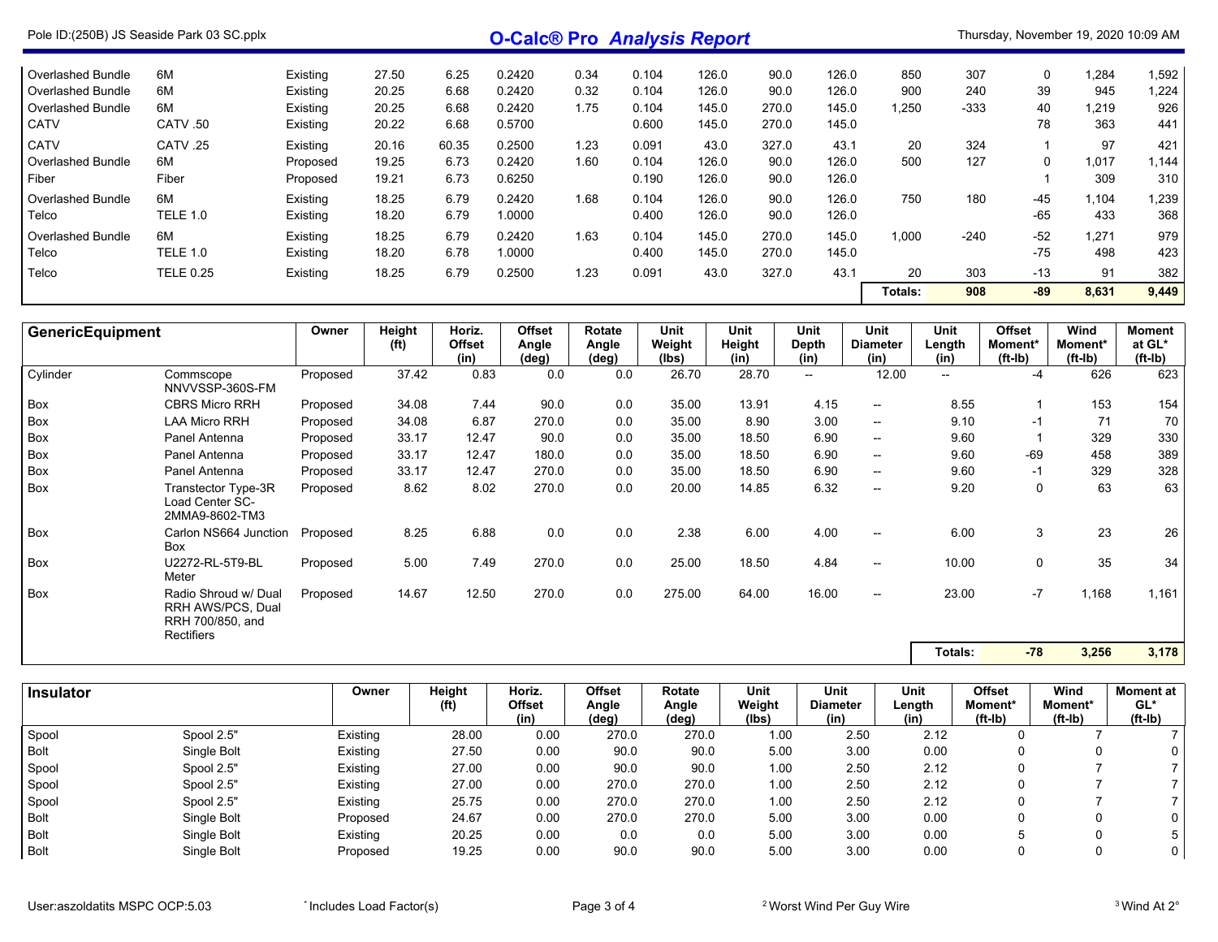| | | | | | | | | | | | | | | | | |
|---|---|---|---|---|---|---|---|---|---|---|---|---|---|---|---|---|
| Overlashed Bundle | 6M | Existing | 27.50 | 6.25 | 0.2420 | 0.34 | 0.104 | 126.0 | 90.0 | 126.0 | 850 | 307 | 0 | 1,284 | 1,592 |
| Overlashed Bundle | 6M | Existing | 20.25 | 6.68 | 0.2420 | 0.32 | 0.104 | 126.0 | 90.0 | 126.0 | 900 | 240 | 39 | 945 | 1,224 |
| Overlashed Bundle | 6M | Existing | 20.25 | 6.68 | 0.2420 | 1.75 | 0.104 | 145.0 | 270.0 | 145.0 | 1,250 | -333 | 40 | 1,219 | 926 |
| CATV | CATV .50 | Existing | 20.22 | 6.68 | 0.5700 | | 0.600 | 145.0 | 270.0 | 145.0 | | | 78 | 363 | 441 |
| CATV | CATV .25 | Existing | 20.16 | 60.35 | 0.2500 | 1.23 | 0.091 | 43.0 | 327.0 | 43.1 | 20 | 324 | 1 | 97 | 421 |
| Overlashed Bundle | 6M | Proposed | 19.25 | 6.73 | 0.2420 | 1.60 | 0.104 | 126.0 | 90.0 | 126.0 | 500 | 127 | 0 | 1,017 | 1,144 |
| Fiber | Fiber | Proposed | 19.21 | 6.73 | 0.6250 | | 0.190 | 126.0 | 90.0 | 126.0 | | | 1 | 309 | 310 |
| Overlashed Bundle | 6M | Existing | 18.25 | 6.79 | 0.2420 | 1.68 | 0.104 | 126.0 | 90.0 | 126.0 | 750 | 180 | -45 | 1,104 | 1,239 |
| Telco | TELE 1.0 | Existing | 18.20 | 6.79 | 1.0000 | | 0.400 | 126.0 | 90.0 | 126.0 | | | -65 | 433 | 368 |
| Overlashed Bundle | 6M | Existing | 18.25 | 6.79 | 0.2420 | 1.63 | 0.104 | 145.0 | 270.0 | 145.0 | 1,000 | -240 | -52 | 1,271 | 979 |
| Telco | TELE 1.0 | Existing | 18.20 | 6.78 | 1.0000 | | 0.400 | 145.0 | 270.0 | 145.0 | | | -75 | 498 | 423 |
| Telco | TELE 0.25 | Existing | 18.25 | 6.79 | 0.2500 | 1.23 | 0.091 | 43.0 | 327.0 | 43.1 | 20 | 303 | -13 | 91 | 382 |
| | | | | | | | | | | | **Totals:** | **908** | **-89** | **8,631** | **9,449** |

| GenericEquipment | | Owner | Height (ft) | Horiz. Offset (in) | Offset Angle (deg) | Rotate Angle (deg) | Unit Weight (lbs) | Unit Height (in) | Unit Depth (in) | Unit Diameter (in) | Unit Length (in) | Offset Moment* (ft-lb) | Wind Moment* (ft-lb) | Moment at GL* (ft-lb) |
|---|---|---|---|---|---|---|---|---|---|---|---|---|---|---|
| Cylinder | Commscope NNVVSSP-360S-FM | Proposed | 37.42 | 0.83 | 0.0 | 0.0 | 26.70 | 28.70 | -- | 12.00 | -- | -4 | 626 | 623 |
| Box | CBRS Micro RRH | Proposed | 34.08 | 7.44 | 90.0 | 0.0 | 35.00 | 13.91 | 4.15 | -- | 8.55 | 1 | 153 | 154 |
| Box | LAA Micro RRH | Proposed | 34.08 | 6.87 | 270.0 | 0.0 | 35.00 | 8.90 | 3.00 | -- | 9.10 | -1 | 71 | 70 |
| Box | Panel Antenna | Proposed | 33.17 | 12.47 | 90.0 | 0.0 | 35.00 | 18.50 | 6.90 | -- | 9.60 | 1 | 329 | 330 |
| Box | Panel Antenna | Proposed | 33.17 | 12.47 | 180.0 | 0.0 | 35.00 | 18.50 | 6.90 | -- | 9.60 | -69 | 458 | 389 |
| Box | Panel Antenna | Proposed | 33.17 | 12.47 | 270.0 | 0.0 | 35.00 | 18.50 | 6.90 | -- | 9.60 | -1 | 329 | 328 |
| Box | Transtector Type-3R Load Center SC-2MMA9-8602-TM3 | Proposed | 8.62 | 8.02 | 270.0 | 0.0 | 20.00 | 14.85 | 6.32 | -- | 9.20 | 0 | 63 | 63 |
| Box | Carlon NS664 Junction Box | Proposed | 8.25 | 6.88 | 0.0 | 0.0 | 2.38 | 6.00 | 4.00 | -- | 6.00 | 3 | 23 | 26 |
| Box | U2272-RL-5T9-BL Meter | Proposed | 5.00 | 7.49 | 270.0 | 0.0 | 25.00 | 18.50 | 4.84 | -- | 10.00 | 0 | 35 | 34 |
| Box | Radio Shroud w/ Dual RRH AWS/PCS, Dual RRH 700/850, and Rectifiers | Proposed | 14.67 | 12.50 | 270.0 | 0.0 | 275.00 | 64.00 | 16.00 | -- | 23.00 | -7 | 1,168 | 1,161 |
| | | | | | | | | | | | **Totals:** | **-78** | **3,256** | **3,178** |

| Insulator | | Owner | Height (ft) | Horiz. Offset (in) | Offset Angle (deg) | Rotate Angle (deg) | Unit Weight (lbs) | Unit Diameter (in) | Unit Length (in) | Offset Moment* (ft-lb) | Wind Moment* (ft-lb) | Moment at GL* (ft-lb) |
|---|---|---|---|---|---|---|---|---|---|---|---|---|
| Spool | Spool 2.5" | Existing | 28.00 | 0.00 | 270.0 | 270.0 | 1.00 | 2.50 | 2.12 | 0 | 7 | 7 |
| Bolt | Single Bolt | Existing | 27.50 | 0.00 | 90.0 | 90.0 | 5.00 | 3.00 | 0.00 | 0 | 0 | 0 |
| Spool | Spool 2.5" | Existing | 27.00 | 0.00 | 90.0 | 90.0 | 1.00 | 2.50 | 2.12 | 0 | 7 | 7 |
| Spool | Spool 2.5" | Existing | 27.00 | 0.00 | 270.0 | 270.0 | 1.00 | 2.50 | 2.12 | 0 | 7 | 7 |
| Spool | Spool 2.5" | Existing | 25.75 | 0.00 | 270.0 | 270.0 | 1.00 | 2.50 | 2.12 | 0 | 7 | 7 |
| Bolt | Single Bolt | Proposed | 24.67 | 0.00 | 270.0 | 270.0 | 5.00 | 3.00 | 0.00 | 0 | 0 | 0 |
| Bolt | Single Bolt | Existing | 20.25 | 0.00 | 0.0 | 0.0 | 5.00 | 3.00 | 0.00 | 5 | 0 | 5 |
| Bolt | Single Bolt | Proposed | 19.25 | 0.00 | 90.0 | 90.0 | 5.00 | 3.00 | 0.00 | 0 | 0 | 0 |

\* Includes Load Factor(s)

[2] Worst Wind Per Guy Wire

[3] Wind At 2°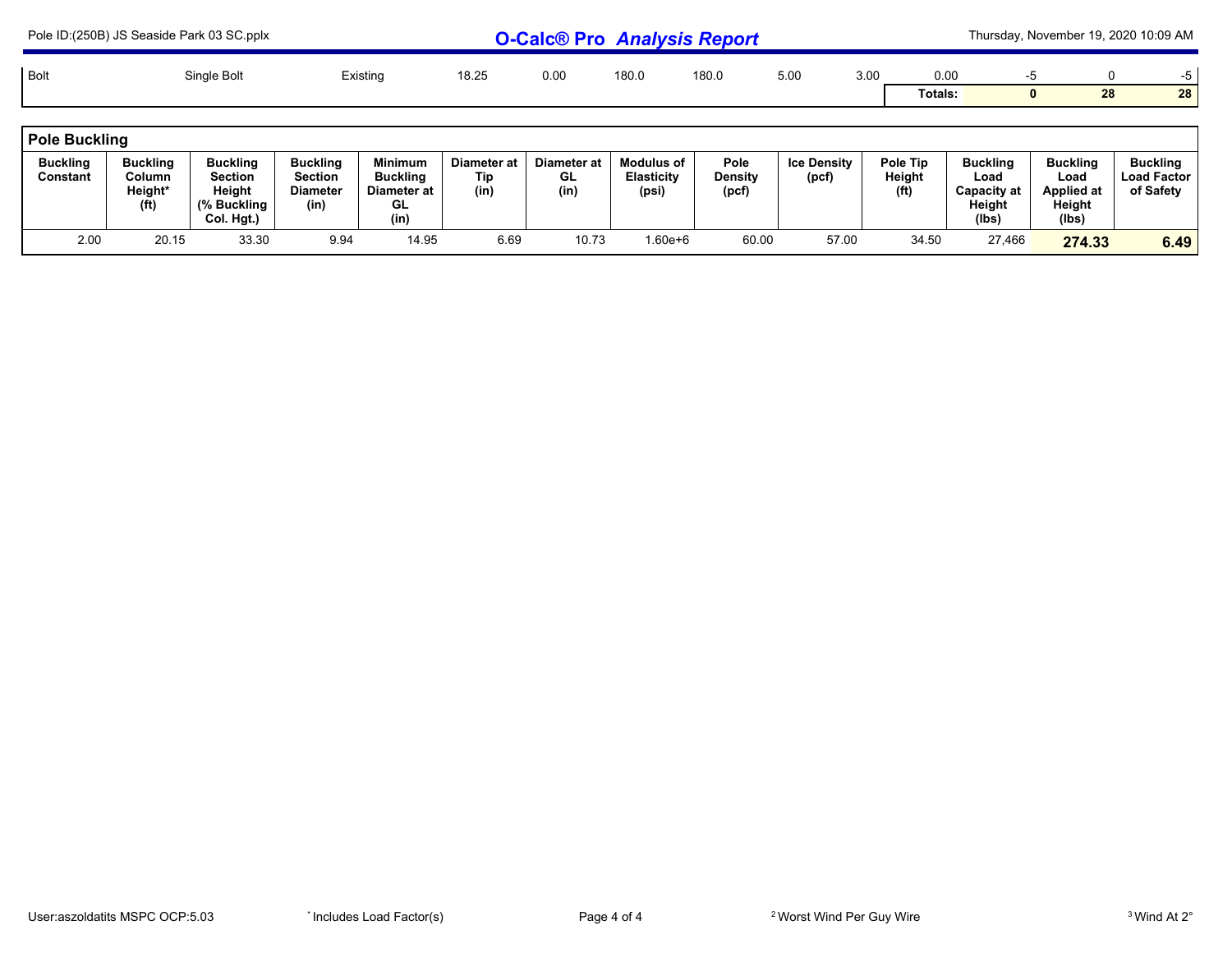| | | | | | | | | | | | | |
|---|---|---|---|---|---|---|---|---|---|---|---|---|
| Bolt | Single Bolt | Existing | 18.25 | 0.00 | 180.0 | 180.0 | 5.00 | 3.00 | 0.00 | -5 | 0 | -5 |
| | | | | | | | | | Totals: | 0 | 28 | 28 |

## Pole Buckling

| Buckling Constant | Buckling Column Height* (ft) | Buckling Section Height (% Buckling Col. Hgt.) | Buckling Section Diameter (in) | Minimum Buckling Diameter at GL (in) | Diameter at Tip (in) | Diameter at GL (in) | Modulus of Elasticity (psi) | Pole Density (pcf) | Ice Density (pcf) | Pole Tip Height (ft) | Buckling Load Capacity at Height (lbs) | Buckling Load Applied at Height (lbs) | Buckling Load Factor of Safety |
|---|---|---|---|---|---|---|---|---|---|---|---|---|---|
| 2.00 | 20.15 | 33.30 | 9.94 | 14.95 | 6.69 | 10.73 | 1.60e+6 | 60.00 | 57.00 | 34.50 | 27,466 | **274.33** | **6.49** |

User:aszoldatits MSPC OCP:5.03 | * Includes Load Factor(s) | [2] Worst Wind Per Guy Wire | [3] Wind At 2°